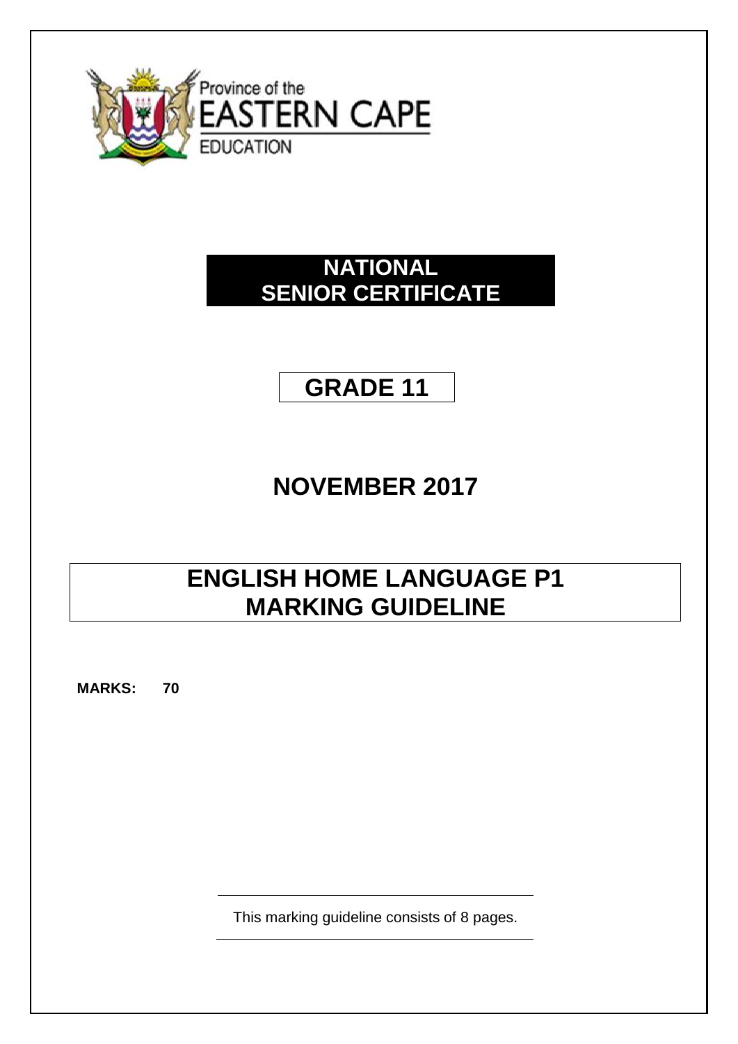Province of the
EASTERN CAPE
EDUCATION

# NATIONAL SENIOR CERTIFICATE

## GRADE 11

## NOVEMBER 2017

# ENGLISH HOME LANGUAGE P1 MARKING GUIDELINE

**MARKS: 70**

This marking guideline consists of 8 pages.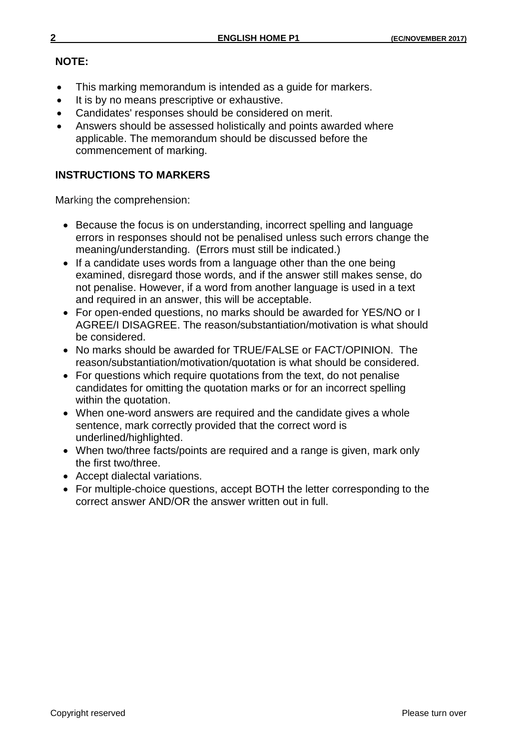**NOTE:**

- This marking memorandum is intended as a guide for markers.
- It is by no means prescriptive or exhaustive.
- Candidates' responses should be considered on merit.
- Answers should be assessed holistically and points awarded where applicable. The memorandum should be discussed before the commencement of marking.

**INSTRUCTIONS TO MARKERS**

Marking the comprehension:

- Because the focus is on understanding, incorrect spelling and language errors in responses should not be penalised unless such errors change the meaning/understanding. (Errors must still be indicated.)
- If a candidate uses words from a language other than the one being examined, disregard those words, and if the answer still makes sense, do not penalise. However, if a word from another language is used in a text and required in an answer, this will be acceptable.
- For open-ended questions, no marks should be awarded for YES/NO or I AGREE/I DISAGREE. The reason/substantiation/motivation is what should be considered.
- No marks should be awarded for TRUE/FALSE or FACT/OPINION. The reason/substantiation/motivation/quotation is what should be considered.
- For questions which require quotations from the text, do not penalise candidates for omitting the quotation marks or for an incorrect spelling within the quotation.
- When one-word answers are required and the candidate gives a whole sentence, mark correctly provided that the correct word is underlined/highlighted.
- When two/three facts/points are required and a range is given, mark only the first two/three.
- Accept dialectal variations.
- For multiple-choice questions, accept BOTH the letter corresponding to the correct answer AND/OR the answer written out in full.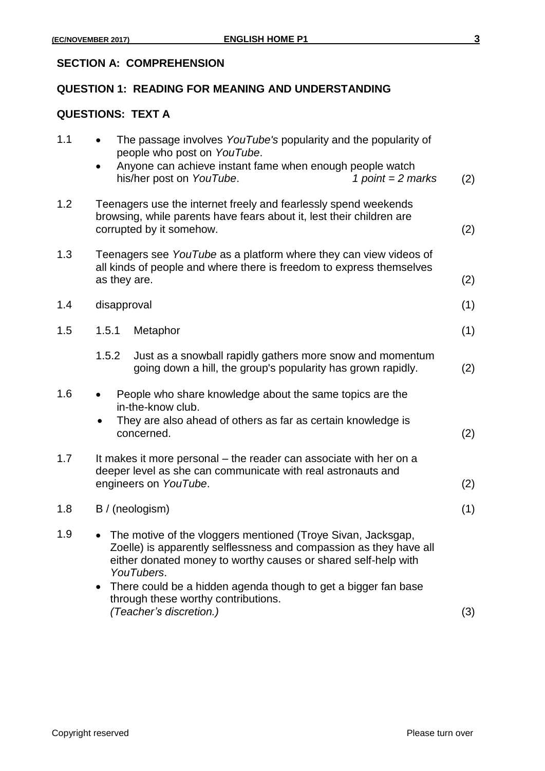## SECTION A: COMPREHENSION

## QUESTION 1: READING FOR MEANING AND UNDERSTANDING

### QUESTIONS: TEXT A

1.1
- The passage involves *YouTube's* popularity and the popularity of people who post on *YouTube*.
- Anyone can achieve instant fame when enough people watch his/her post on *YouTube*. *1 point = 2 marks* (2)

1.2 Teenagers use the internet freely and fearlessly spend weekends browsing, while parents have fears about it, lest their children are corrupted by it somehow. (2)

1.3 Teenagers see *YouTube* as a platform where they can view videos of all kinds of people and where there is freedom to express themselves as they are. (2)

1.4 disapproval (1)

1.5
- 1.5.1 Metaphor (1)
- 1.5.2 Just as a snowball rapidly gathers more snow and momentum going down a hill, the group's popularity has grown rapidly. (2)

1.6
- People who share knowledge about the same topics are the in-the-know club.
- They are also ahead of others as far as certain knowledge is concerned. (2)

1.7 It makes it more personal – the reader can associate with her on a deeper level as she can communicate with real astronauts and engineers on *YouTube*. (2)

1.8 B / (neologism) (1)

1.9
- The motive of the vloggers mentioned (Troye Sivan, Jacksgap, Zoelle) is apparently selflessness and compassion as they have all either donated money to worthy causes or shared self-help with *YouTubers*.
- There could be a hidden agenda though to get a bigger fan base through these worthy contributions.

*(Teacher's discretion.)* (3)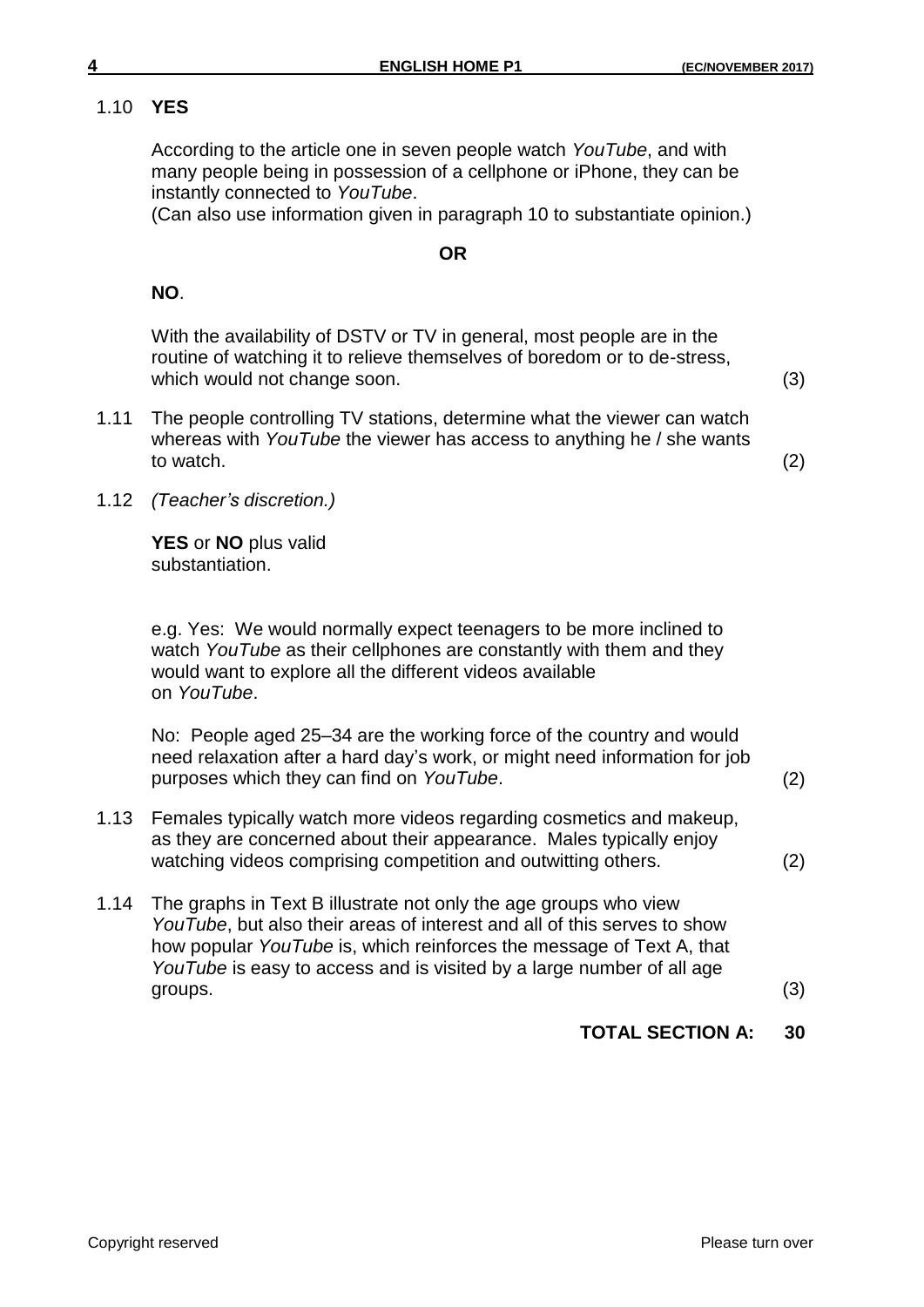1.10 **YES**

According to the article one in seven people watch *YouTube*, and with many people being in possession of a cellphone or iPhone, they can be instantly connected to *YouTube*.
(Can also use information given in paragraph 10 to substantiate opinion.)

**OR**

**NO**.

With the availability of DSTV or TV in general, most people are in the routine of watching it to relieve themselves of boredom or to de-stress, which would not change soon. (3)

1.11 The people controlling TV stations, determine what the viewer can watch whereas with *YouTube* the viewer has access to anything he / she wants to watch. (2)

1.12 *(Teacher's discretion.)*

**YES** or **NO** plus valid substantiation.

e.g. Yes: We would normally expect teenagers to be more inclined to watch *YouTube* as their cellphones are constantly with them and they would want to explore all the different videos available on *YouTube*.

No: People aged 25–34 are the working force of the country and would need relaxation after a hard day's work, or might need information for job purposes which they can find on *YouTube*. (2)

1.13 Females typically watch more videos regarding cosmetics and makeup, as they are concerned about their appearance. Males typically enjoy watching videos comprising competition and outwitting others. (2)

1.14 The graphs in Text B illustrate not only the age groups who view *YouTube*, but also their areas of interest and all of this serves to show how popular *YouTube* is, which reinforces the message of Text A, that *YouTube* is easy to access and is visited by a large number of all age groups. (3)

**TOTAL SECTION A: 30**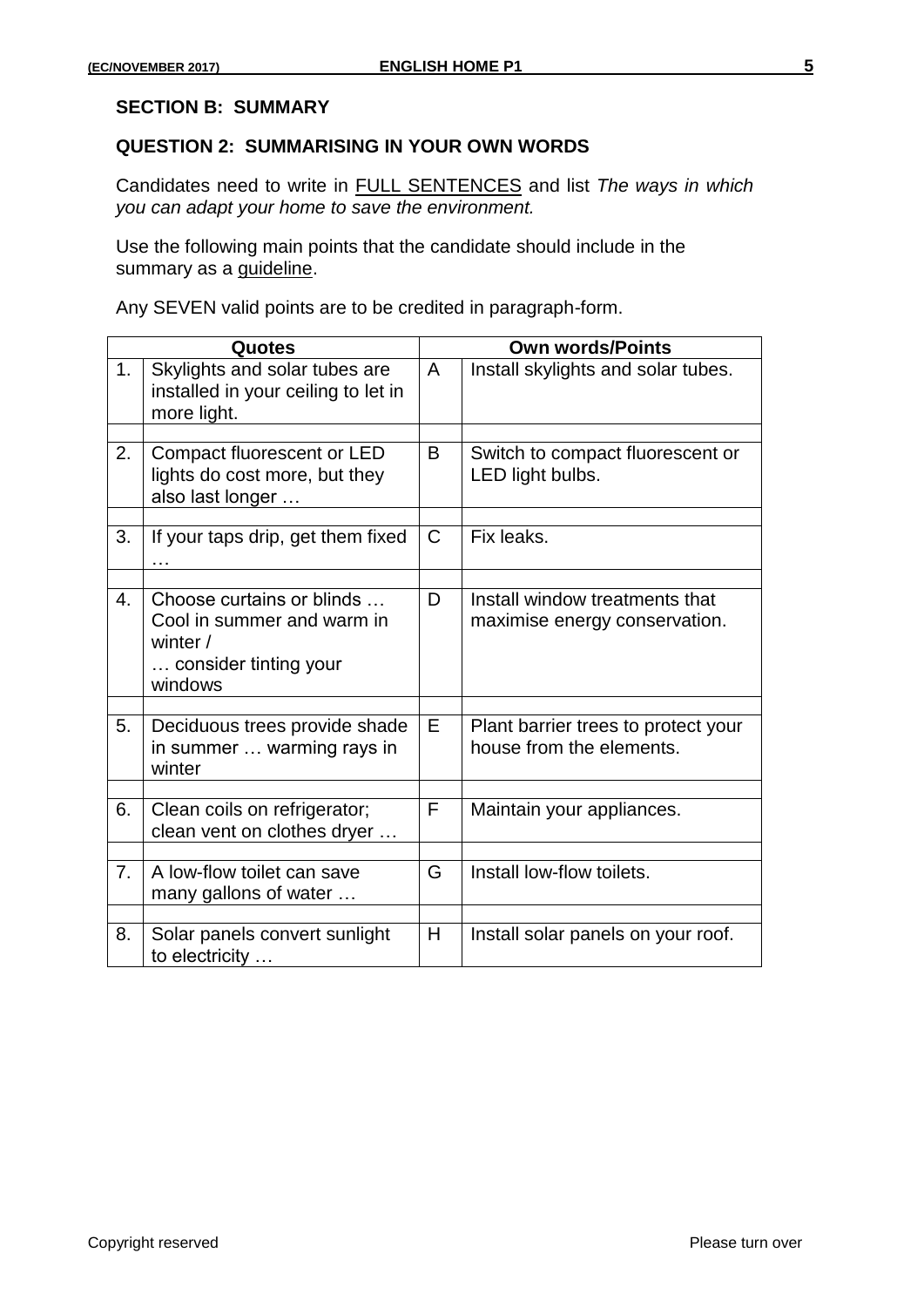## SECTION B: SUMMARY

### QUESTION 2: SUMMARISING IN YOUR OWN WORDS

Candidates need to write in <u>FULL SENTENCES</u> and list *The ways in which you can adapt your home to save the environment.*

Use the following main points that the candidate should include in the summary as a <u>guideline</u>.

Any SEVEN valid points are to be credited in paragraph-form.

| Quotes | | Own words/Points | |
|---|---|---|---|
| 1. | Skylights and solar tubes are installed in your ceiling to let in more light. | A | Install skylights and solar tubes. |
| 2. | Compact fluorescent or LED lights do cost more, but they also last longer … | B | Switch to compact fluorescent or LED light bulbs. |
| 3. | If your taps drip, get them fixed … | C | Fix leaks. |
| 4. | Choose curtains or blinds … Cool in summer and warm in winter / … consider tinting your windows | D | Install window treatments that maximise energy conservation. |
| 5. | Deciduous trees provide shade in summer … warming rays in winter | E | Plant barrier trees to protect your house from the elements. |
| 6. | Clean coils on refrigerator; clean vent on clothes dryer … | F | Maintain your appliances. |
| 7. | A low-flow toilet can save many gallons of water … | G | Install low-flow toilets. |
| 8. | Solar panels convert sunlight to electricity … | H | Install solar panels on your roof. |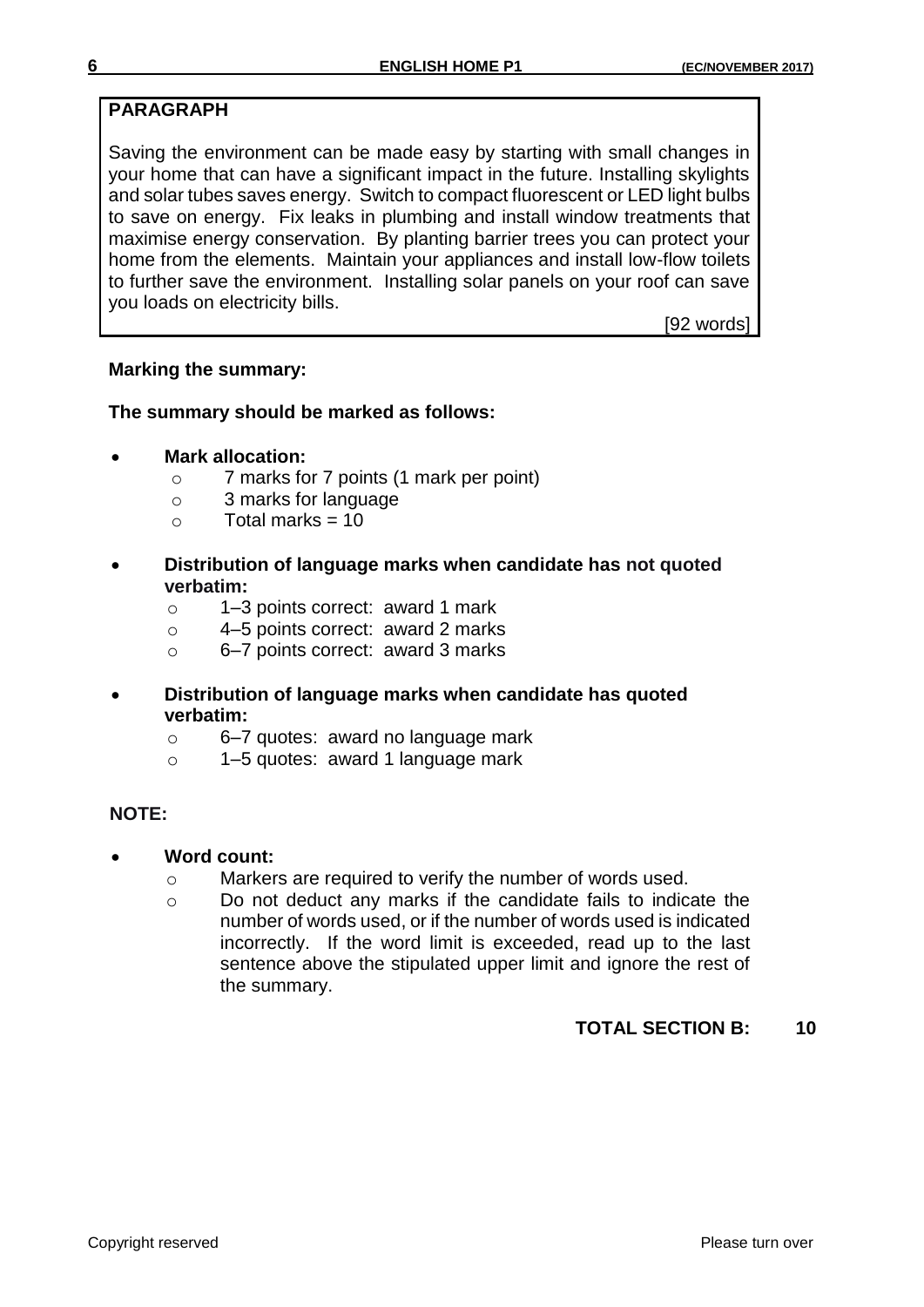**PARAGRAPH**

Saving the environment can be made easy by starting with small changes in your home that can have a significant impact in the future. Installing skylights and solar tubes saves energy. Switch to compact fluorescent or LED light bulbs to save on energy. Fix leaks in plumbing and install window treatments that maximise energy conservation. By planting barrier trees you can protect your home from the elements. Maintain your appliances and install low-flow toilets to further save the environment. Installing solar panels on your roof can save you loads on electricity bills.

[92 words]

**Marking the summary:**

**The summary should be marked as follows:**

- **Mark allocation:**
  - 7 marks for 7 points (1 mark per point)
  - 3 marks for language
  - Total marks = 10
- **Distribution of language marks when candidate has not quoted verbatim:**
  - 1–3 points correct: award 1 mark
  - 4–5 points correct: award 2 marks
  - 6–7 points correct: award 3 marks
- **Distribution of language marks when candidate has quoted verbatim:**
  - 6–7 quotes: award no language mark
  - 1–5 quotes: award 1 language mark

**NOTE:**

- **Word count:**
  - Markers are required to verify the number of words used.
  - Do not deduct any marks if the candidate fails to indicate the number of words used, or if the number of words used is indicated incorrectly. If the word limit is exceeded, read up to the last sentence above the stipulated upper limit and ignore the rest of the summary.

**TOTAL SECTION B: 10**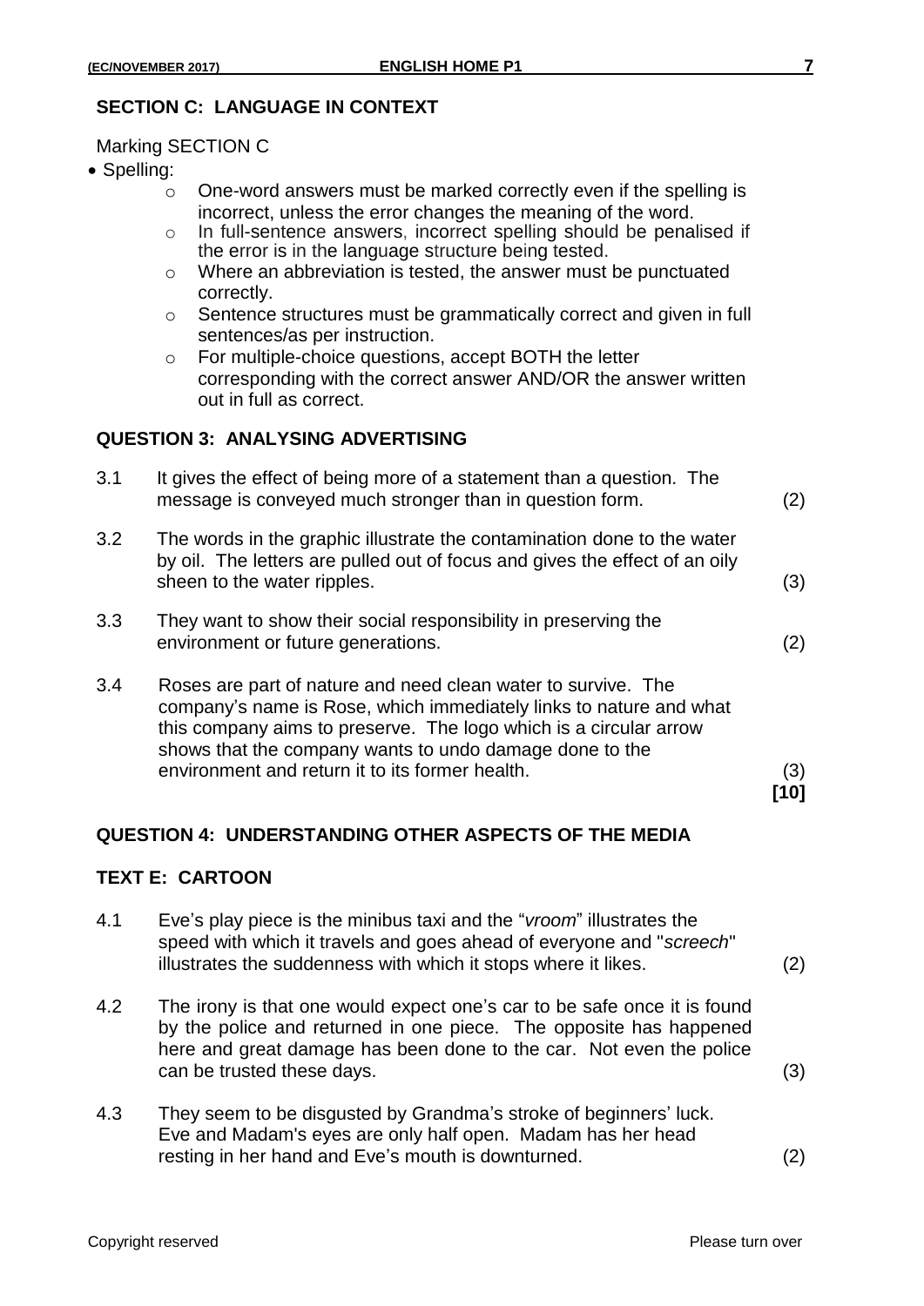## SECTION C: LANGUAGE IN CONTEXT

Marking SECTION C

- Spelling:
  - One-word answers must be marked correctly even if the spelling is incorrect, unless the error changes the meaning of the word.
  - In full-sentence answers, incorrect spelling should be penalised if the error is in the language structure being tested.
  - Where an abbreviation is tested, the answer must be punctuated correctly.
  - Sentence structures must be grammatically correct and given in full sentences/as per instruction.
  - For multiple-choice questions, accept BOTH the letter corresponding with the correct answer AND/OR the answer written out in full as correct.

### QUESTION 3: ANALYSING ADVERTISING

3.1 It gives the effect of being more of a statement than a question. The message is conveyed much stronger than in question form. (2)

3.2 The words in the graphic illustrate the contamination done to the water by oil. The letters are pulled out of focus and gives the effect of an oily sheen to the water ripples. (3)

3.3 They want to show their social responsibility in preserving the environment or future generations. (2)

3.4 Roses are part of nature and need clean water to survive. The company's name is Rose, which immediately links to nature and what this company aims to preserve. The logo which is a circular arrow shows that the company wants to undo damage done to the environment and return it to its former health. (3)

**[10]**

### QUESTION 4: UNDERSTANDING OTHER ASPECTS OF THE MEDIA

### TEXT E: CARTOON

4.1 Eve's play piece is the minibus taxi and the "*vroom*" illustrates the speed with which it travels and goes ahead of everyone and "*screech*" illustrates the suddenness with which it stops where it likes. (2)

4.2 The irony is that one would expect one's car to be safe once it is found by the police and returned in one piece. The opposite has happened here and great damage has been done to the car. Not even the police can be trusted these days. (3)

4.3 They seem to be disgusted by Grandma's stroke of beginners' luck. Eve and Madam's eyes are only half open. Madam has her head resting in her hand and Eve's mouth is downturned. (2)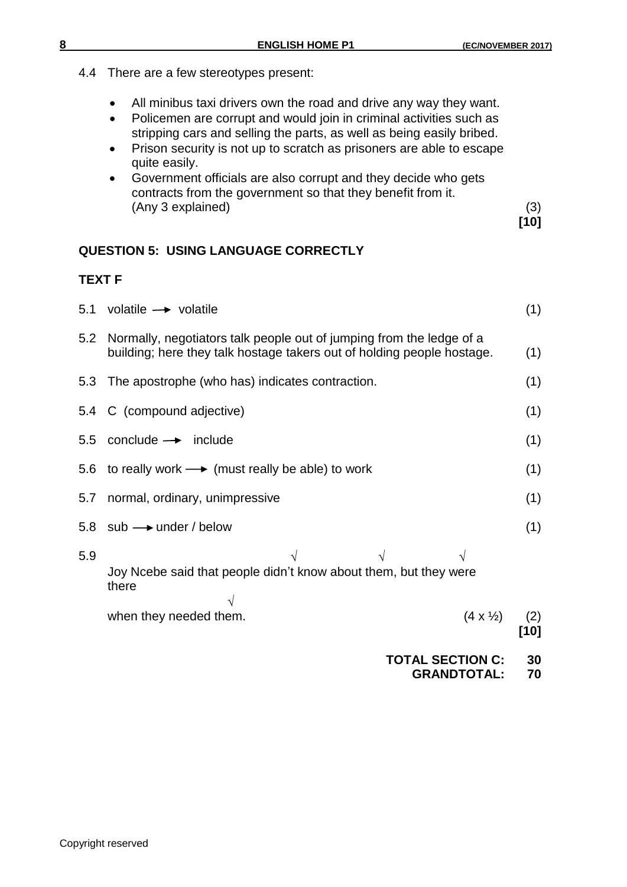4.4 There are a few stereotypes present:

- All minibus taxi drivers own the road and drive any way they want.
- Policemen are corrupt and would join in criminal activities such as stripping cars and selling the parts, as well as being easily bribed.
- Prison security is not up to scratch as prisoners are able to escape quite easily.
- Government officials are also corrupt and they decide who gets contracts from the government so that they benefit from it.

(Any 3 explained) (3)

**[10]**

## QUESTION 5: USING LANGUAGE CORRECTLY

### TEXT F

5.1 volatile → volatile (1)

5.2 Normally, negotiators talk people out of jumping from the ledge of a building; here they talk hostage takers out of holding people hostage. (1)

5.3 The apostrophe (who has) indicates contraction. (1)

5.4 C (compound adjective) (1)

5.5 conclude → include (1)

5.6 to really work → (must really be able) to work (1)

5.7 normal, ordinary, unimpressive (1)

5.8 sub → under / below (1)

5.9 Joy Ncebe said √ that people didn't know √ about them, but they were √ there when they needed √ them. (4 x ½) (2)

**[10]**

**TOTAL SECTION C: 30**
**GRANDTOTAL: 70**